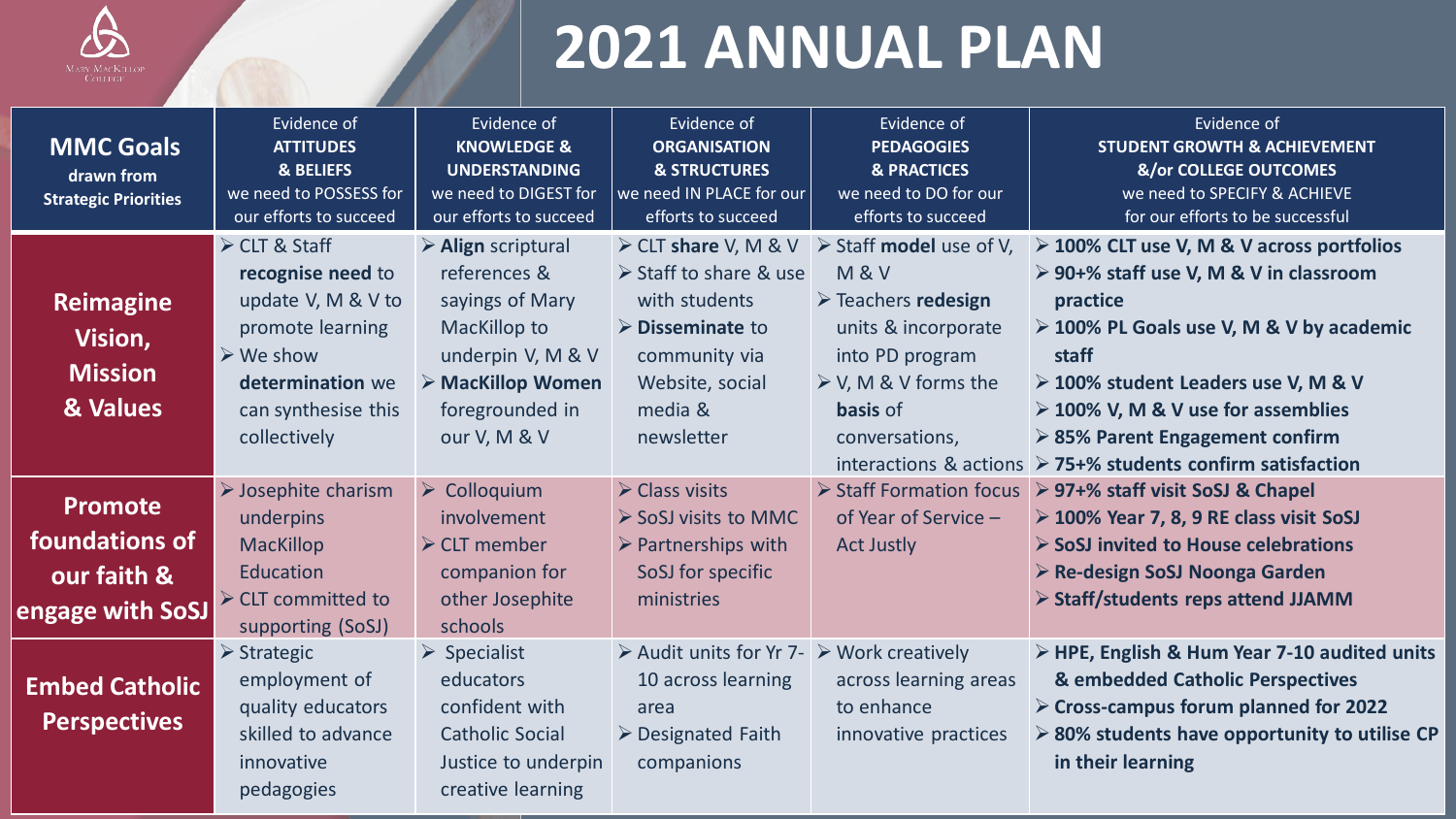# 2021 ANNUAL PLAN

| MMC Goals drawn from Strategic Priorities | Evidence of **ATTITUDES & BELIEFS** we need to POSSESS for our efforts to succeed | Evidence of **KNOWLEDGE & UNDERSTANDING** we need to DIGEST for our efforts to succeed | Evidence of **ORGANISATION & STRUCTURES** we need IN PLACE for our efforts to succeed | Evidence of **PEDAGOGIES & PRACTICES** we need to DO for our efforts to succeed | Evidence of **STUDENT GROWTH & ACHIEVEMENT &/or COLLEGE OUTCOMES** we need to SPECIFY & ACHIEVE for our efforts to be successful |
|---|---|---|---|---|---|
| **Reimagine Vision, Mission & Values** | ➢ CLT & Staff **recognise need** to update V, M & V to promote learning<br>➢ We show **determination** we can synthesise this collectively | ➢ **Align** scriptural references & sayings of Mary MacKillop to underpin V, M & V<br>➢ **MacKillop Women** foregrounded in our V, M & V | ➢ CLT **share** V, M & V<br>➢ Staff to share & use with students<br>➢ **Disseminate** to community via Website, social media & newsletter | ➢ Staff **model** use of V, M & V<br>➢ Teachers **redesign** units & incorporate into PD program<br>➢ V, M & V forms the **basis** of conversations, interactions & actions | ➢ **100% CLT use V, M & V across portfolios**<br>➢ **90+% staff use V, M & V in classroom practice**<br>➢ **100% PL Goals use V, M & V by academic staff**<br>➢ **100% student Leaders use V, M & V**<br>➢ **100% V, M & V use for assemblies**<br>➢ **85% Parent Engagement confirm**<br>➢ **75+% students confirm satisfaction** |
| **Promote foundations of our faith & engage with SoSJ** | ➢ Josephite charism underpins MacKillop Education<br>➢ CLT committed to supporting (SoSJ) | ➢ Colloquium involvement<br>➢ CLT member companion for other Josephite schools | ➢ Class visits<br>➢ SoSJ visits to MMC<br>➢ Partnerships with SoSJ for specific ministries | ➢ Staff Formation focus of Year of Service – Act Justly | ➢ **97+% staff visit SoSJ & Chapel**<br>➢ **100% Year 7, 8, 9 RE class visit SoSJ**<br>➢ **SoSJ invited to House celebrations**<br>➢ **Re-design SoSJ Noonga Garden**<br>➢ **Staff/students reps attend JJAMM** |
| **Embed Catholic Perspectives** | ➢ Strategic employment of quality educators skilled to advance innovative pedagogies | ➢ Specialist educators confident with Catholic Social Justice to underpin creative learning | ➢ Audit units for Yr 7-10 across learning area<br>➢ Designated Faith companions | ➢ Work creatively across learning areas to enhance innovative practices | ➢ **HPE, English & Hum Year 7-10 audited units & embedded Catholic Perspectives**<br>➢ **Cross-campus forum planned for 2022**<br>➢ **80% students have opportunity to utilise CP in their learning** |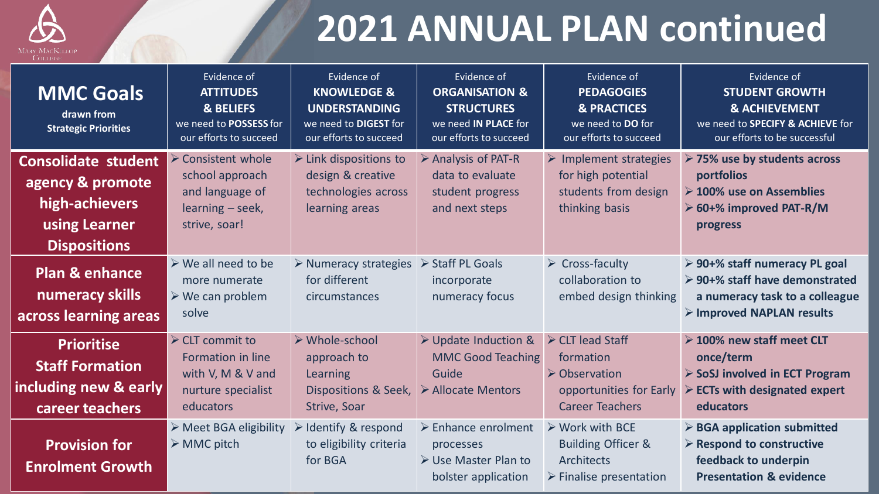# 2021 ANNUAL PLAN continued

| **MMC Goals** drawn from **Strategic Priorities** | Evidence of **ATTITUDES & BELIEFS** we need to **POSSESS** for our efforts to succeed | Evidence of **KNOWLEDGE & UNDERSTANDING** we need to **DIGEST** for our efforts to succeed | Evidence of **ORGANISATION & STRUCTURES** we need **IN PLACE** for our efforts to succeed | Evidence of **PEDAGOGIES & PRACTICES** we need to **DO** for our efforts to succeed | Evidence of **STUDENT GROWTH & ACHIEVEMENT** we need to **SPECIFY & ACHIEVE** for our efforts to be successful |
|---|---|---|---|---|---|
| **Consolidate student agency & promote high-achievers using Learner Dispositions** | ➢ Consistent whole school approach and language of learning – seek, strive, soar! | ➢ Link dispositions to design & creative technologies across learning areas | ➢ Analysis of PAT-R data to evaluate student progress and next steps | ➢ Implement strategies for high potential students from design thinking basis | ➢ **75% use by students across portfolios**<br>➢ **100% use on Assemblies**<br>➢ **60+% improved PAT-R/M progress** |
| **Plan & enhance numeracy skills across learning areas** | ➢ We all need to be more numerate<br>➢ We can problem solve | ➢ Numeracy strategies for different circumstances | ➢ Staff PL Goals incorporate numeracy focus | ➢ Cross-faculty collaboration to embed design thinking | ➢ **90+% staff numeracy PL goal**<br>➢ **90+% staff have demonstrated a numeracy task to a colleague**<br>➢ **Improved NAPLAN results** |
| **Prioritise Staff Formation including new & early career teachers** | ➢ CLT commit to Formation in line with V, M & V and nurture specialist educators | ➢ Whole-school approach to Learning Dispositions & Seek, Strive, Soar | ➢ Update Induction & MMC Good Teaching Guide<br>➢ Allocate Mentors | ➢ CLT lead Staff formation<br>➢ Observation opportunities for Early Career Teachers | ➢ **100% new staff meet CLT once/term**<br>➢ **SoSJ involved in ECT Program**<br>➢ **ECTs with designated expert educators** |
| **Provision for Enrolment Growth** | ➢ Meet BGA eligibility<br>➢ MMC pitch | ➢ Identify & respond to eligibility criteria for BGA | ➢ Enhance enrolment processes<br>➢ Use Master Plan to bolster application | ➢ Work with BCE Building Officer & Architects<br>➢ Finalise presentation | ➢ **BGA application submitted**<br>➢ **Respond to constructive feedback to underpin Presentation & evidence** |